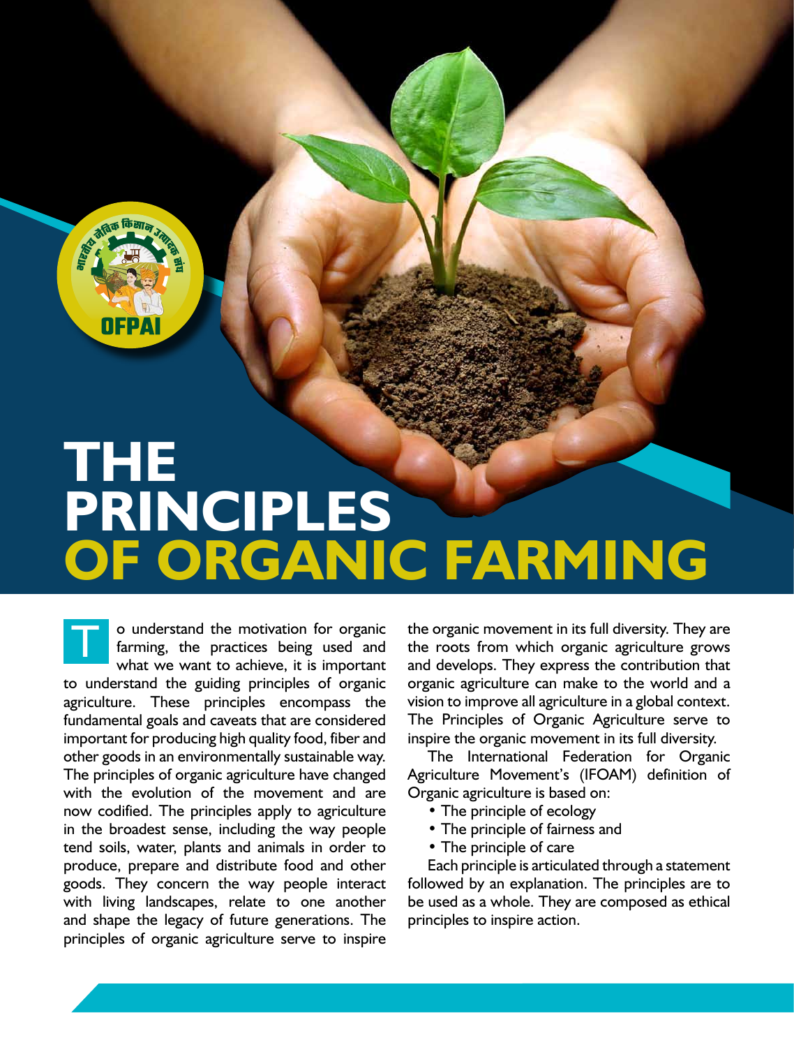OFPAI

# THE PRINCIPLES OF ORGANIC FARMING

To understand the motivation for organic farming, the practices being used and what we want to achieve, it is important to understand the guiding principles of organic agriculture. These principles encompass the fundamental goals and caveats that are considered important for producing high quality food, fiber and other goods in an environmentally sustainable way. The principles of organic agriculture have changed with the evolution of the movement and are now codified. The principles apply to agriculture in the broadest sense, including the way people tend soils, water, plants and animals in order to produce, prepare and distribute food and other goods. They concern the way people interact with living landscapes, relate to one another and shape the legacy of future generations. The principles of organic agriculture serve to inspire the organic movement in its full diversity. They are the roots from which organic agriculture grows and develops. They express the contribution that organic agriculture can make to the world and a vision to improve all agriculture in a global context. The Principles of Organic Agriculture serve to inspire the organic movement in its full diversity.

The International Federation for Organic Agriculture Movement's (IFOAM) definition of Organic agriculture is based on:

- The principle of ecology
- The principle of fairness and
- The principle of care

Each principle is articulated through a statement followed by an explanation. The principles are to be used as a whole. They are composed as ethical principles to inspire action.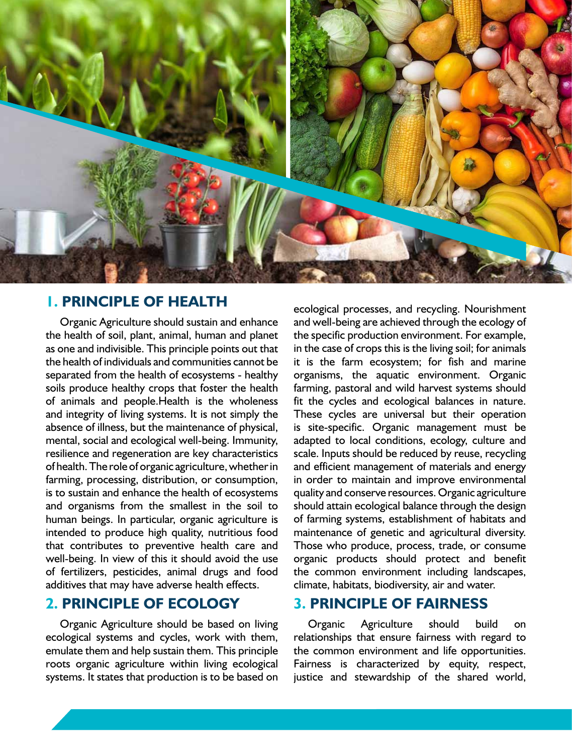## 1. PRINCIPLE OF HEALTH

Organic Agriculture should sustain and enhance the health of soil, plant, animal, human and planet as one and indivisible. This principle points out that the health of individuals and communities cannot be separated from the health of ecosystems - healthy soils produce healthy crops that foster the health of animals and people.Health is the wholeness and integrity of living systems. It is not simply the absence of illness, but the maintenance of physical, mental, social and ecological well-being. Immunity, resilience and regeneration are key characteristics of health. The role of organic agriculture, whether in farming, processing, distribution, or consumption, is to sustain and enhance the health of ecosystems and organisms from the smallest in the soil to human beings. In particular, organic agriculture is intended to produce high quality, nutritious food that contributes to preventive health care and well-being. In view of this it should avoid the use of fertilizers, pesticides, animal drugs and food additives that may have adverse health effects.

## 2. PRINCIPLE OF ECOLOGY

Organic Agriculture should be based on living ecological systems and cycles, work with them, emulate them and help sustain them. This principle roots organic agriculture within living ecological systems. It states that production is to be based on ecological processes, and recycling. Nourishment and well-being are achieved through the ecology of the specific production environment. For example, in the case of crops this is the living soil; for animals it is the farm ecosystem; for fish and marine organisms, the aquatic environment. Organic farming, pastoral and wild harvest systems should fit the cycles and ecological balances in nature. These cycles are universal but their operation is site-specific. Organic management must be adapted to local conditions, ecology, culture and scale. Inputs should be reduced by reuse, recycling and efficient management of materials and energy in order to maintain and improve environmental quality and conserve resources. Organic agriculture should attain ecological balance through the design of farming systems, establishment of habitats and maintenance of genetic and agricultural diversity. Those who produce, process, trade, or consume organic products should protect and benefit the common environment including landscapes, climate, habitats, biodiversity, air and water.

## 3. PRINCIPLE OF FAIRNESS

Organic Agriculture should build on relationships that ensure fairness with regard to the common environment and life opportunities. Fairness is characterized by equity, respect, justice and stewardship of the shared world,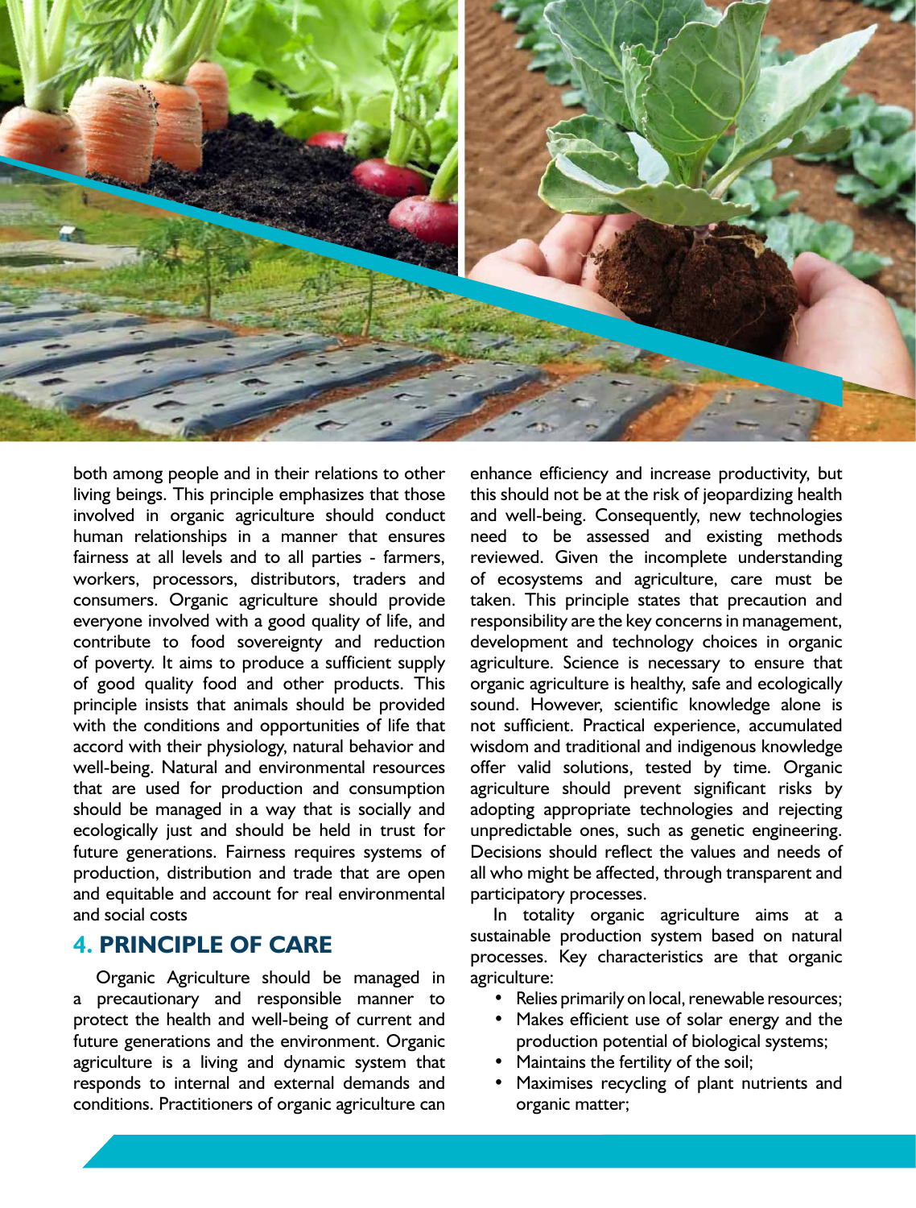both among people and in their relations to other living beings. This principle emphasizes that those involved in organic agriculture should conduct human relationships in a manner that ensures fairness at all levels and to all parties - farmers, workers, processors, distributors, traders and consumers. Organic agriculture should provide everyone involved with a good quality of life, and contribute to food sovereignty and reduction of poverty. It aims to produce a sufficient supply of good quality food and other products. This principle insists that animals should be provided with the conditions and opportunities of life that accord with their physiology, natural behavior and well-being. Natural and environmental resources that are used for production and consumption should be managed in a way that is socially and ecologically just and should be held in trust for future generations. Fairness requires systems of production, distribution and trade that are open and equitable and account for real environmental and social costs

## 4. PRINCIPLE OF CARE

Organic Agriculture should be managed in a precautionary and responsible manner to protect the health and well-being of current and future generations and the environment. Organic agriculture is a living and dynamic system that responds to internal and external demands and conditions. Practitioners of organic agriculture can enhance efficiency and increase productivity, but this should not be at the risk of jeopardizing health and well-being. Consequently, new technologies need to be assessed and existing methods reviewed. Given the incomplete understanding of ecosystems and agriculture, care must be taken. This principle states that precaution and responsibility are the key concerns in management, development and technology choices in organic agriculture. Science is necessary to ensure that organic agriculture is healthy, safe and ecologically sound. However, scientific knowledge alone is not sufficient. Practical experience, accumulated wisdom and traditional and indigenous knowledge offer valid solutions, tested by time. Organic agriculture should prevent significant risks by adopting appropriate technologies and rejecting unpredictable ones, such as genetic engineering. Decisions should reflect the values and needs of all who might be affected, through transparent and participatory processes.

In totality organic agriculture aims at a sustainable production system based on natural processes. Key characteristics are that organic agriculture:

- Relies primarily on local, renewable resources;
- Makes efficient use of solar energy and the production potential of biological systems;
- Maintains the fertility of the soil;
- Maximises recycling of plant nutrients and organic matter;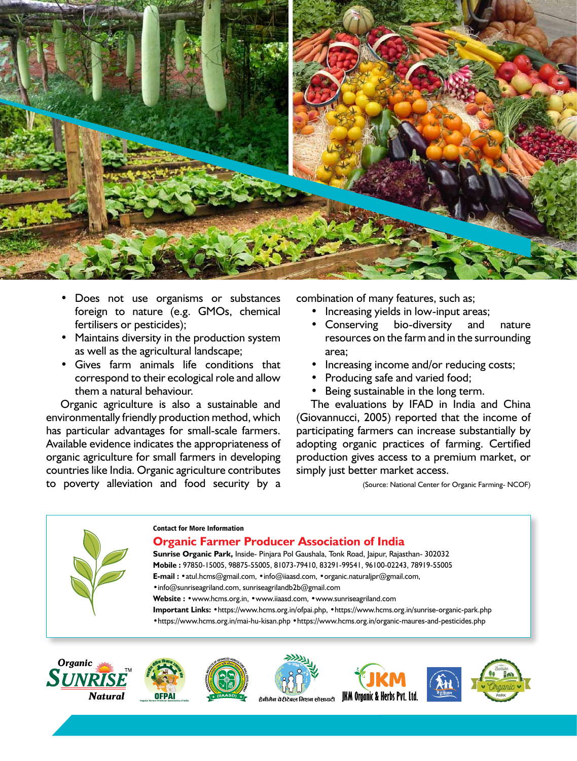- Does not use organisms or substances foreign to nature (e.g. GMOs, chemical fertilisers or pesticides);
- Maintains diversity in the production system as well as the agricultural landscape;
- Gives farm animals life conditions that correspond to their ecological role and allow them a natural behaviour.

Organic agriculture is also a sustainable and environmentally friendly production method, which has particular advantages for small-scale farmers. Available evidence indicates the appropriateness of organic agriculture for small farmers in developing countries like India. Organic agriculture contributes to poverty alleviation and food security by a combination of many features, such as;

- Increasing yields in low-input areas;
- Conserving bio-diversity and nature resources on the farm and in the surrounding area;
- Increasing income and/or reducing costs;
- Producing safe and varied food;
- Being sustainable in the long term.

The evaluations by IFAD in India and China (Giovannucci, 2005) reported that the income of participating farmers can increase substantially by adopting organic practices of farming. Certified production gives access to a premium market, or simply just better market access.

(Source: National Center for Organic Farming- NCOF)

**Contact for More Information**

## Organic Farmer Producer Association of India

**Sunrise Organic Park,** Inside- Pinjara Pol Gaushala, Tonk Road, Jaipur, Rajasthan- 302032

**Mobile :** 97850-15005, 98875-55005, 81073-79410, 83291-99541, 96100-02243, 78919-55005

**E-mail :** •atul.hcms@gmail.com, •info@iiaasd.com, •organic.naturaljpr@gmail.com, •info@sunriseagriland.com, sunriseagrilandb2b@gmail.com

**Website :** •www.hcms.org.in, •www.iiaasd.com, •www.sunriseagriland.com

**Important Links:** •https://www.hcms.org.in/ofpai.php, •https://www.hcms.org.in/sunrise-organic-park.php •https://www.hcms.org.in/mai-hu-kisan.php •https://www.hcms.org.in/organic-maures-and-pesticides.php

Organic SUNRISE Natural | OFPAI | IIAASD | हैनीमैन चैरीटेबल मिशन सोसायटी | JKM Organic & Herbs Pvt. Ltd.